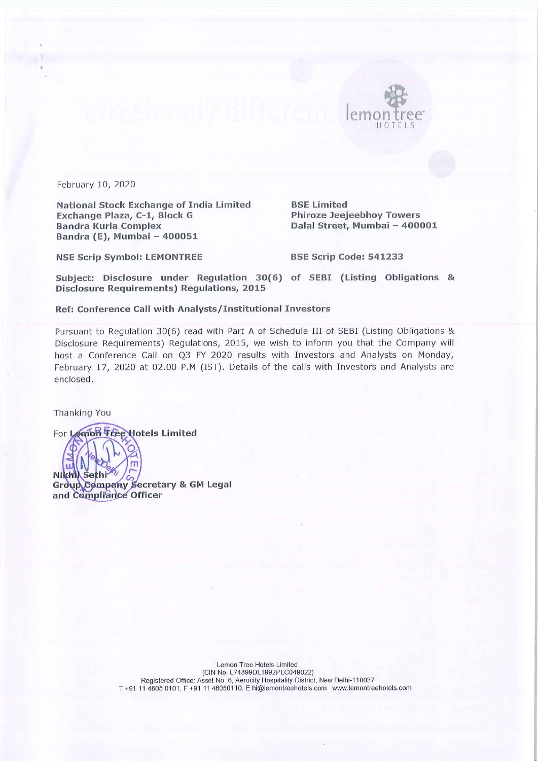February 10, 2020

**National Stock Exchange of India Limited**
**Exchange Plaza, C-1, Block G**
**Bandra Kurla Complex**
**Bandra (E), Mumbai – 400051**

**BSE Limited**
**Phiroze Jeejeebhoy Towers**
**Dalal Street, Mumbai – 400001**

**NSE Scrip Symbol: LEMONTREE**

**BSE Scrip Code: 541233**

**Subject: Disclosure under Regulation 30(6) of SEBI (Listing Obligations & Disclosure Requirements) Regulations, 2015**

**Ref: Conference Call with Analysts/Institutional Investors**

Pursuant to Regulation 30(6) read with Part A of Schedule III of SEBI (Listing Obligations & Disclosure Requirements) Regulations, 2015, we wish to inform you that the Company will host a Conference Call on Q3 FY 2020 results with Investors and Analysts on Monday, February 17, 2020 at 02.00 P.M (IST). Details of the calls with Investors and Analysts are enclosed.

Thanking You

For **Lemon Tree Hotels Limited**

**Nikhil Sethi**
**Group Company Secretary & GM Legal and Compliance Officer**

Lemon Tree Hotels Limited
(CIN No. L74899DL1992PLC049022)
Registered Office: Asset No. 6, Aerocity Hospitality District, New Delhi-110037
T +91 11 4605 0101, F +91 11 46050110. E hi@lemontreehotels.com www.lemontreehotels.com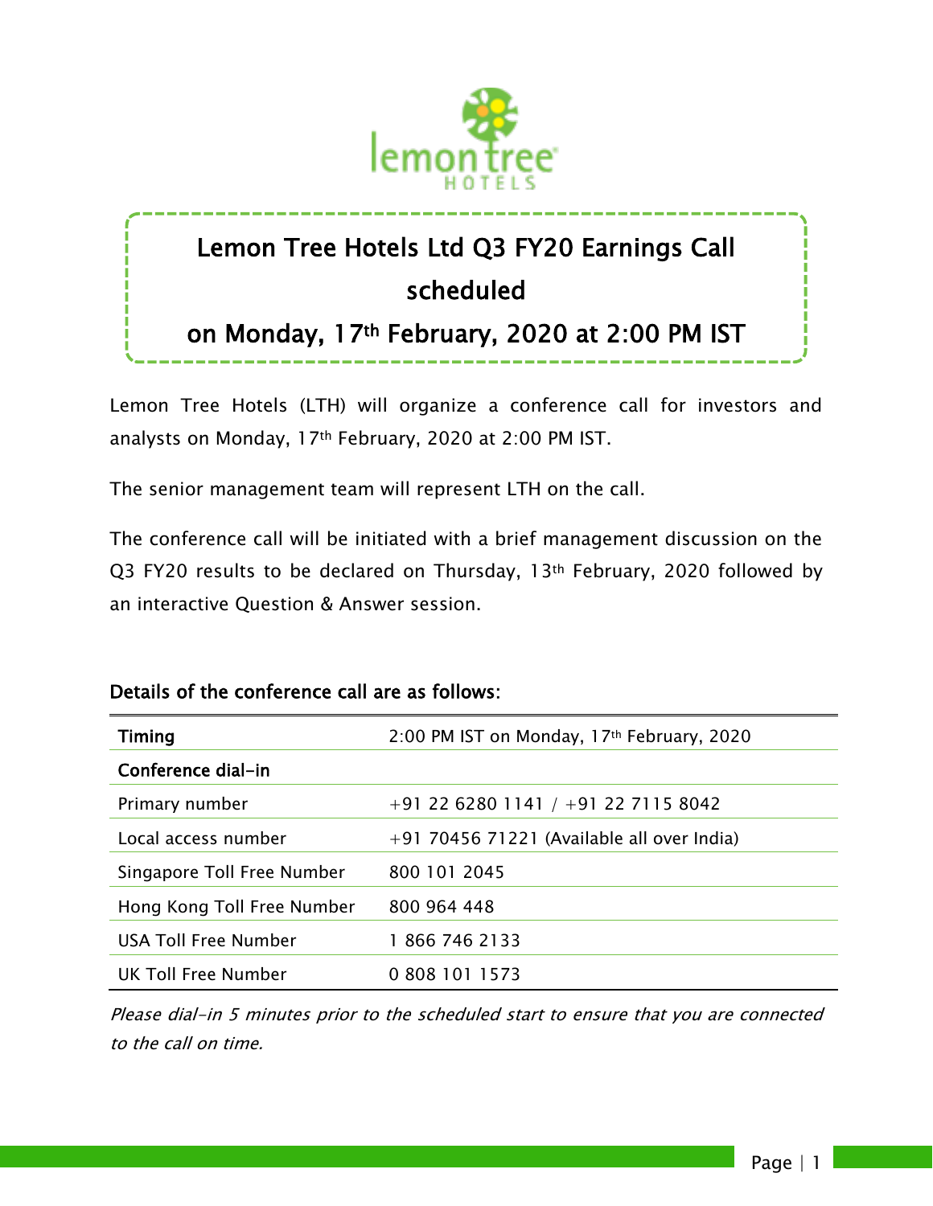# Lemon Tree Hotels Ltd Q3 FY20 Earnings Call scheduled on Monday, 17th February, 2020 at 2:00 PM IST

Lemon Tree Hotels (LTH) will organize a conference call for investors and analysts on Monday, 17th February, 2020 at 2:00 PM IST.

The senior management team will represent LTH on the call.

The conference call will be initiated with a brief management discussion on the Q3 FY20 results to be declared on Thursday, 13th February, 2020 followed by an interactive Question & Answer session.

**Details of the conference call are as follows:**

| **Timing** | 2:00 PM IST on Monday, 17th February, 2020 |
|---|---|
| **Conference dial-in** | |
| Primary number | +91 22 6280 1141 / +91 22 7115 8042 |
| Local access number | +91 70456 71221 (Available all over India) |
| Singapore Toll Free Number | 800 101 2045 |
| Hong Kong Toll Free Number | 800 964 448 |
| USA Toll Free Number | 1 866 746 2133 |
| UK Toll Free Number | 0 808 101 1573 |

*Please dial-in 5 minutes prior to the scheduled start to ensure that you are connected to the call on time.*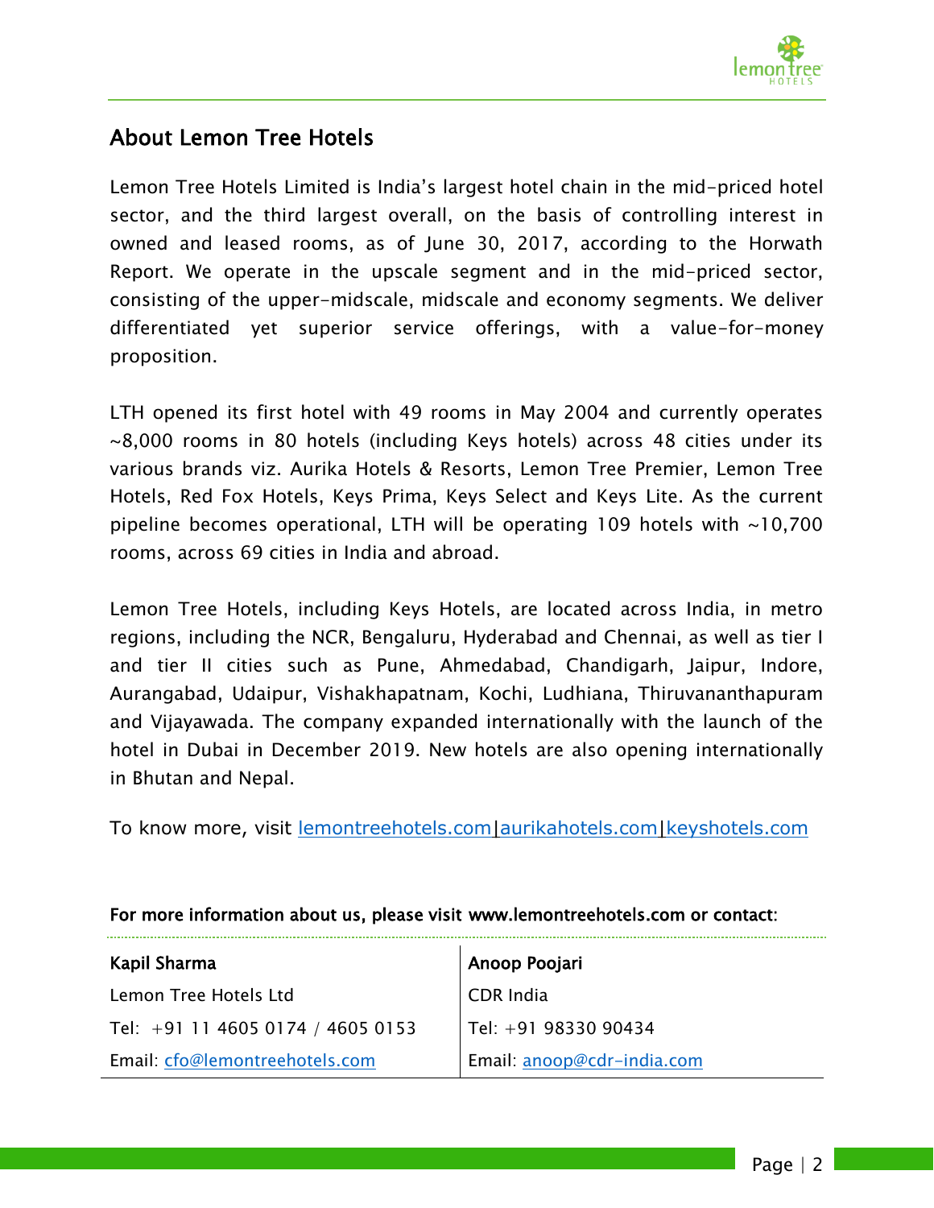## About Lemon Tree Hotels

Lemon Tree Hotels Limited is India's largest hotel chain in the mid-priced hotel sector, and the third largest overall, on the basis of controlling interest in owned and leased rooms, as of June 30, 2017, according to the Horwath Report. We operate in the upscale segment and in the mid-priced sector, consisting of the upper-midscale, midscale and economy segments. We deliver differentiated yet superior service offerings, with a value-for-money proposition.

LTH opened its first hotel with 49 rooms in May 2004 and currently operates ~8,000 rooms in 80 hotels (including Keys hotels) across 48 cities under its various brands viz. Aurika Hotels & Resorts, Lemon Tree Premier, Lemon Tree Hotels, Red Fox Hotels, Keys Prima, Keys Select and Keys Lite. As the current pipeline becomes operational, LTH will be operating 109 hotels with ~10,700 rooms, across 69 cities in India and abroad.

Lemon Tree Hotels, including Keys Hotels, are located across India, in metro regions, including the NCR, Bengaluru, Hyderabad and Chennai, as well as tier I and tier II cities such as Pune, Ahmedabad, Chandigarh, Jaipur, Indore, Aurangabad, Udaipur, Vishakhapatnam, Kochi, Ludhiana, Thiruvananthapuram and Vijayawada. The company expanded internationally with the launch of the hotel in Dubai in December 2019. New hotels are also opening internationally in Bhutan and Nepal.

To know more, visit lemontreehotels.com|aurikahotels.com|keyshotels.com

**For more information about us, please visit www.lemontreehotels.com or contact:**

| **Kapil Sharma** | **Anoop Poojari** |
|---|---|
| Lemon Tree Hotels Ltd | CDR India |
| Tel: +91 11 4605 0174 / 4605 0153 | Tel: +91 98330 90434 |
| Email: cfo@lemontreehotels.com | Email: anoop@cdr-india.com |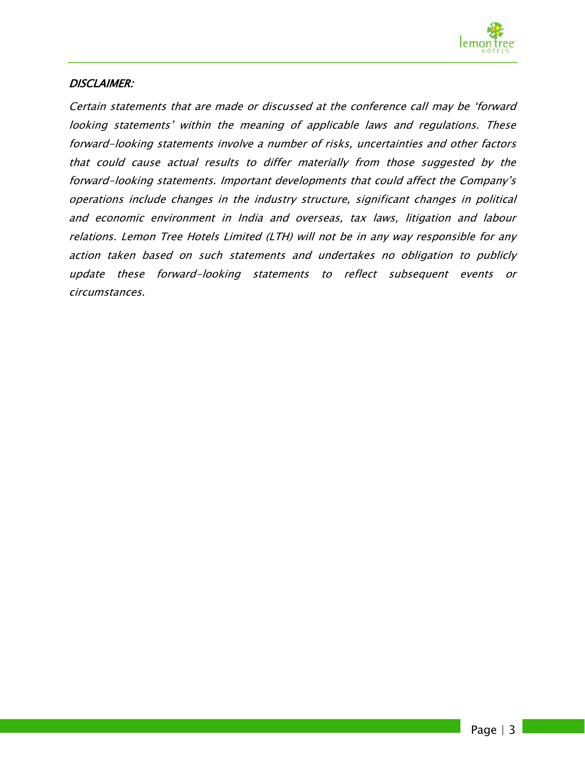***DISCLAIMER:***

*Certain statements that are made or discussed at the conference call may be 'forward looking statements' within the meaning of applicable laws and regulations. These forward-looking statements involve a number of risks, uncertainties and other factors that could cause actual results to differ materially from those suggested by the forward-looking statements. Important developments that could affect the Company's operations include changes in the industry structure, significant changes in political and economic environment in India and overseas, tax laws, litigation and labour relations. Lemon Tree Hotels Limited (LTH) will not be in any way responsible for any action taken based on such statements and undertakes no obligation to publicly update these forward-looking statements to reflect subsequent events or circumstances.*